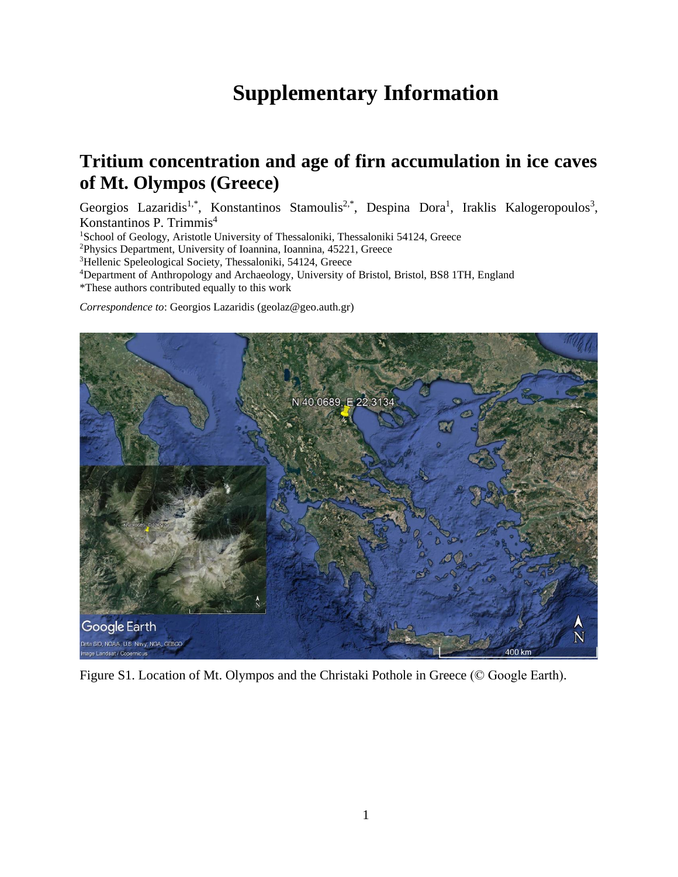# Supplementary Information

## Tritium concentration and age of firn accumulation in ice caves of Mt. Olympos (Greece)

Georgios Lazaridis[1,*], Konstantinos Stamoulis[2,*], Despina Dora[1], Iraklis Kalogeropoulos[3], Konstantinos P. Trimmis[4]

[1]School of Geology, Aristotle University of Thessaloniki, Thessaloniki 54124, Greece
[2]Physics Department, University of Ioannina, Ioannina, 45221, Greece
[3]Hellenic Speleological Society, Thessaloniki, 54124, Greece
[4]Department of Anthropology and Archaeology, University of Bristol, Bristol, BS8 1TH, England
*These authors contributed equally to this work

*Correspondence to*: Georgios Lazaridis (geolaz@geo.auth.gr)

Figure S1. Location of Mt. Olympos and the Christaki Pothole in Greece (© Google Earth).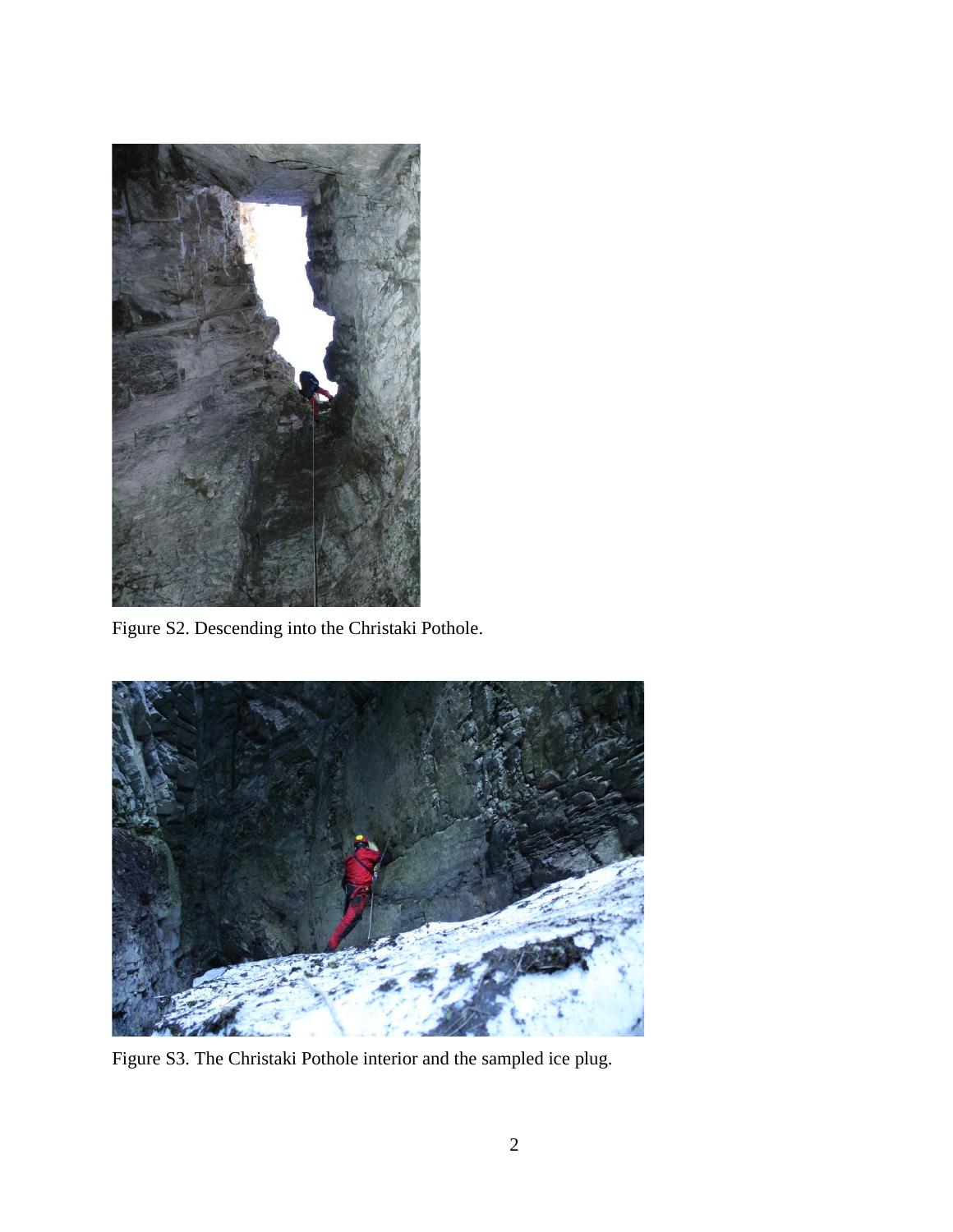Figure S2. Descending into the Christaki Pothole.

Figure S3. The Christaki Pothole interior and the sampled ice plug.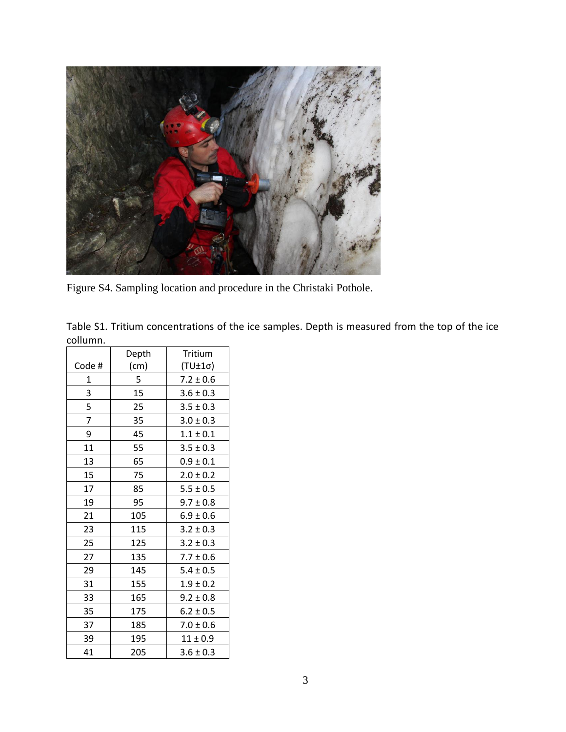Figure S4. Sampling location and procedure in the Christaki Pothole.

Table S1. Tritium concentrations of the ice samples. Depth is measured from the top of the ice collumn.

| Code # | Depth (cm) | Tritium (TU±1σ) |
|---|---|---|
| 1 | 5 | 7.2 ± 0.6 |
| 3 | 15 | 3.6 ± 0.3 |
| 5 | 25 | 3.5 ± 0.3 |
| 7 | 35 | 3.0 ± 0.3 |
| 9 | 45 | 1.1 ± 0.1 |
| 11 | 55 | 3.5 ± 0.3 |
| 13 | 65 | 0.9 ± 0.1 |
| 15 | 75 | 2.0 ± 0.2 |
| 17 | 85 | 5.5 ± 0.5 |
| 19 | 95 | 9.7 ± 0.8 |
| 21 | 105 | 6.9 ± 0.6 |
| 23 | 115 | 3.2 ± 0.3 |
| 25 | 125 | 3.2 ± 0.3 |
| 27 | 135 | 7.7 ± 0.6 |
| 29 | 145 | 5.4 ± 0.5 |
| 31 | 155 | 1.9 ± 0.2 |
| 33 | 165 | 9.2 ± 0.8 |
| 35 | 175 | 6.2 ± 0.5 |
| 37 | 185 | 7.0 ± 0.6 |
| 39 | 195 | 11 ± 0.9 |
| 41 | 205 | 3.6 ± 0.3 |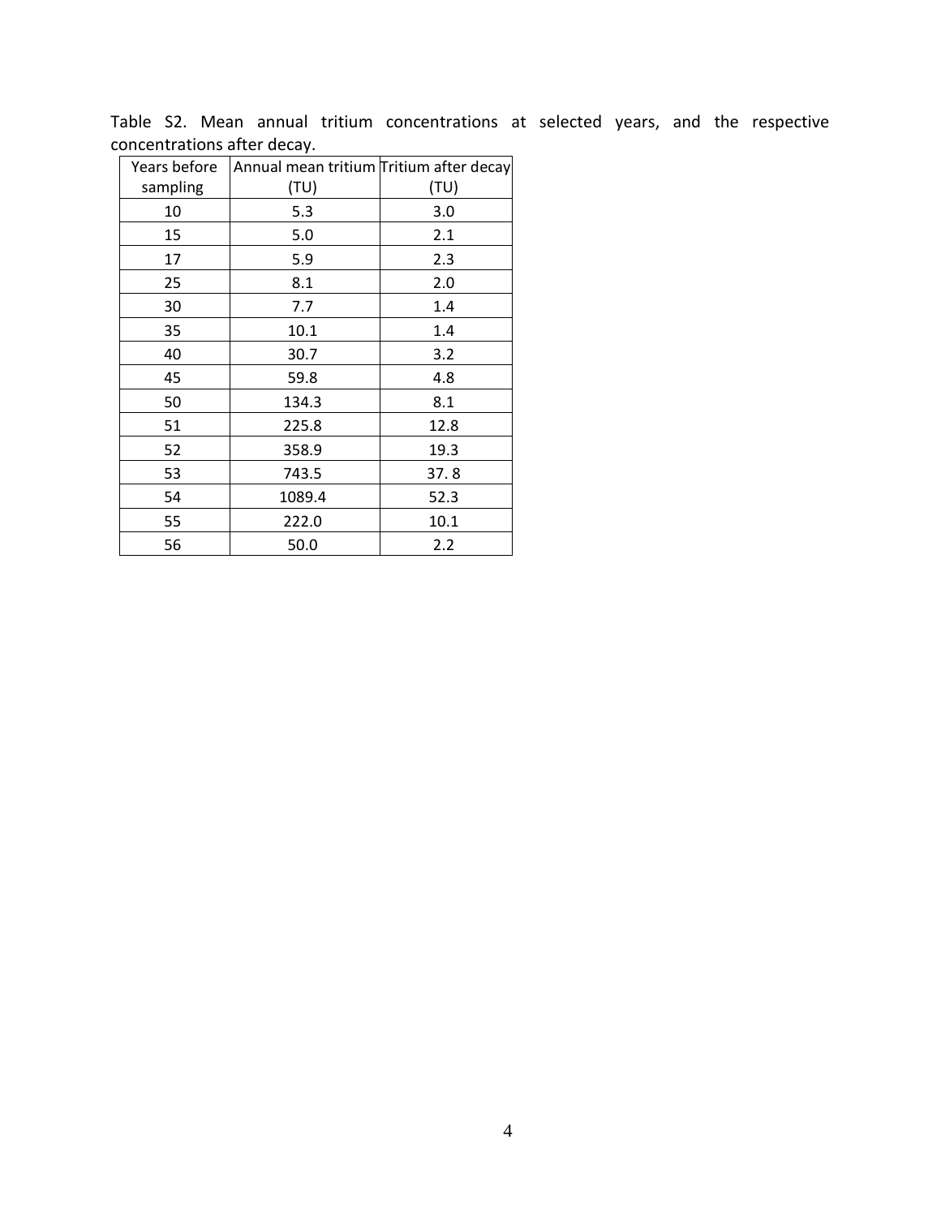Table S2. Mean annual tritium concentrations at selected years, and the respective concentrations after decay.

| Years before sampling | Annual mean tritium (TU) | Tritium after decay (TU) |
|---|---|---|
| 10 | 5.3 | 3.0 |
| 15 | 5.0 | 2.1 |
| 17 | 5.9 | 2.3 |
| 25 | 8.1 | 2.0 |
| 30 | 7.7 | 1.4 |
| 35 | 10.1 | 1.4 |
| 40 | 30.7 | 3.2 |
| 45 | 59.8 | 4.8 |
| 50 | 134.3 | 8.1 |
| 51 | 225.8 | 12.8 |
| 52 | 358.9 | 19.3 |
| 53 | 743.5 | 37. 8 |
| 54 | 1089.4 | 52.3 |
| 55 | 222.0 | 10.1 |
| 56 | 50.0 | 2.2 |